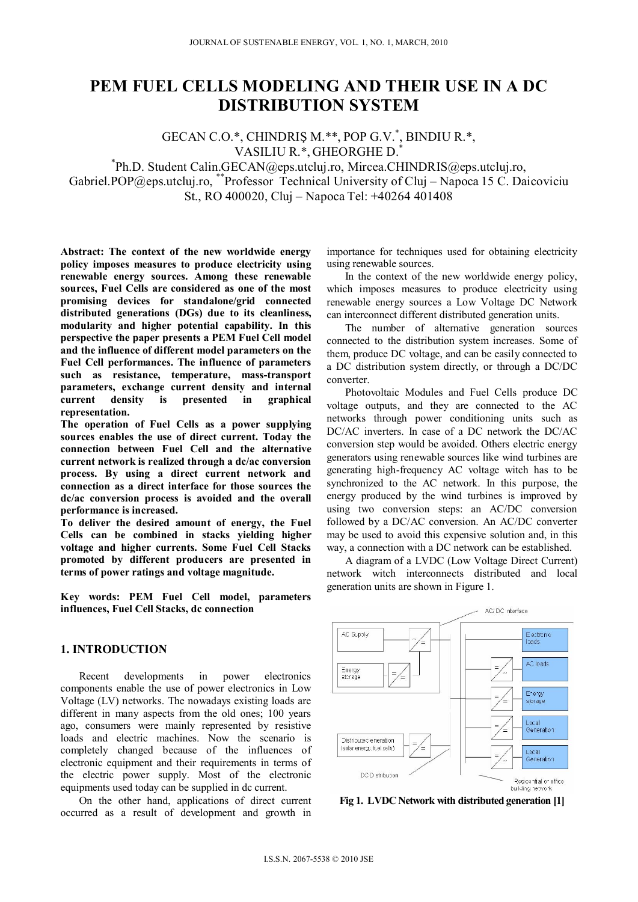# PEM FUEL CELLS MODELING AND THEIR USE IN A DC DISTRIBUTION SYSTEM

GECAN C.O.*, CHINDRIŞ M.**, POP G.V.*, BINDIU R.*, VASILIU R.*, GHEORGHE D.*

*Ph.D. Student Calin.GECAN@eps.utcluj.ro, Mircea.CHINDRIS@eps.utcluj.ro, Gabriel.POP@eps.utcluj.ro, **Professor Technical University of Cluj – Napoca 15 C. Daicoviciu St., RO 400020, Cluj – Napoca Tel: +40264 401408

**Abstract: The context of the new worldwide energy policy imposes measures to produce electricity using renewable energy sources. Among these renewable sources, Fuel Cells are considered as one of the most promising devices for standalone/grid connected distributed generations (DGs) due to its cleanliness, modularity and higher potential capability. In this perspective the paper presents a PEM Fuel Cell model and the influence of different model parameters on the Fuel Cell performances. The influence of parameters such as resistance, temperature, mass-transport parameters, exchange current density and internal current density is presented in graphical representation.**

**The operation of Fuel Cells as a power supplying sources enables the use of direct current. Today the connection between Fuel Cell and the alternative current network is realized through a dc/ac conversion process. By using a direct current network and connection as a direct interface for those sources the dc/ac conversion process is avoided and the overall performance is increased.**

**To deliver the desired amount of energy, the Fuel Cells can be combined in stacks yielding higher voltage and higher currents. Some Fuel Cell Stacks promoted by different producers are presented in terms of power ratings and voltage magnitude.**

**Key words: PEM Fuel Cell model, parameters influences, Fuel Cell Stacks, dc connection**

## 1. INTRODUCTION

Recent developments in power electronics components enable the use of power electronics in Low Voltage (LV) networks. The nowadays existing loads are different in many aspects from the old ones; 100 years ago, consumers were mainly represented by resistive loads and electric machines. Now the scenario is completely changed because of the influences of electronic equipment and their requirements in terms of the electric power supply. Most of the electronic equipments used today can be supplied in dc current.

On the other hand, applications of direct current occurred as a result of development and growth in importance for techniques used for obtaining electricity using renewable sources.

In the context of the new worldwide energy policy, which imposes measures to produce electricity using renewable energy sources a Low Voltage DC Network can interconnect different distributed generation units.

The number of alternative generation sources connected to the distribution system increases. Some of them, produce DC voltage, and can be easily connected to a DC distribution system directly, or through a DC/DC converter.

Photovoltaic Modules and Fuel Cells produce DC voltage outputs, and they are connected to the AC networks through power conditioning units such as DC/AC inverters. In case of a DC network the DC/AC conversion step would be avoided. Others electric energy generators using renewable sources like wind turbines are generating high-frequency AC voltage witch has to be synchronized to the AC network. In this purpose, the energy produced by the wind turbines is improved by using two conversion steps: an AC/DC conversion followed by a DC/AC conversion. An AC/DC converter may be used to avoid this expensive solution and, in this way, a connection with a DC network can be established.

A diagram of a LVDC (Low Voltage Direct Current) network witch interconnects distributed and local generation units are shown in Figure 1.

AC/DC interface
AC Supply
Energy storage
Distributed generation (solar energy, fuel cells)
DC Distribution
Electronic loads
AC loads
Energy storage
Local Generation
Local Generation
Residential or office building network

**Fig 1. LVDC Network with distributed generation [1]**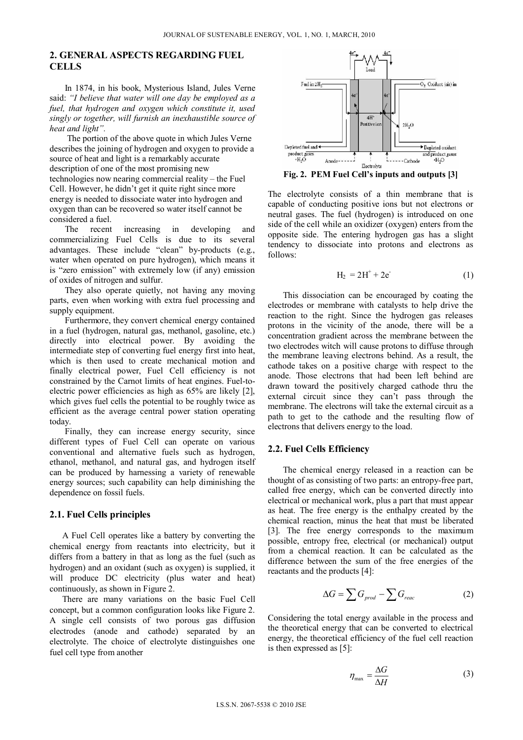## 2. GENERAL ASPECTS REGARDING FUEL CELLS

In 1874, in his book, Mysterious Island, Jules Verne said: *"I believe that water will one day be employed as a fuel, that hydrogen and oxygen which constitute it, used singly or together, will furnish an inexhaustible source of heat and light".*

The portion of the above quote in which Jules Verne describes the joining of hydrogen and oxygen to provide a source of heat and light is a remarkably accurate description of one of the most promising new technologies now nearing commercial reality – the Fuel Cell. However, he didn't get it quite right since more energy is needed to dissociate water into hydrogen and oxygen than can be recovered so water itself cannot be considered a fuel.

The recent increasing in developing and commercializing Fuel Cells is due to its several advantages. These include "clean" by-products (e.g., water when operated on pure hydrogen), which means it is "zero emission" with extremely low (if any) emission of oxides of nitrogen and sulfur.

They also operate quietly, not having any moving parts, even when working with extra fuel processing and supply equipment.

Furthermore, they convert chemical energy contained in a fuel (hydrogen, natural gas, methanol, gasoline, etc.) directly into electrical power. By avoiding the intermediate step of converting fuel energy first into heat, which is then used to create mechanical motion and finally electrical power, Fuel Cell efficiency is not constrained by the Carnot limits of heat engines. Fuel-to-electric power efficiencies as high as 65% are likely [2], which gives fuel cells the potential to be roughly twice as efficient as the average central power station operating today.

Finally, they can increase energy security, since different types of Fuel Cell can operate on various conventional and alternative fuels such as hydrogen, ethanol, methanol, and natural gas, and hydrogen itself can be produced by harnessing a variety of renewable energy sources; such capability can help diminishing the dependence on fossil fuels.

### 2.1. Fuel Cells principles

A Fuel Cell operates like a battery by converting the chemical energy from reactants into electricity, but it differs from a battery in that as long as the fuel (such as hydrogen) and an oxidant (such as oxygen) is supplied, it will produce DC electricity (plus water and heat) continuously, as shown in Figure 2.

There are many variations on the basic Fuel Cell concept, but a common configuration looks like Figure 2. A single cell consists of two porous gas diffusion electrodes (anode and cathode) separated by an electrolyte. The choice of electrolyte distinguishes one fuel cell type from another

4e⁻ Load 4e⁻
Fuel in 2H₂
O₂ Oxidant (air) in
4e⁻ 4e⁻
4H⁺ Positive ion
2H₂O
Depleted fuel and product gases +H₂O
Depleted oxidant and product gases +H₂O
Anode Electrolyte Cathode

**Fig. 2. PEM Fuel Cell's inputs and outputs [3]**

The electrolyte consists of a thin membrane that is capable of conducting positive ions but not electrons or neutral gases. The fuel (hydrogen) is introduced on one side of the cell while an oxidizer (oxygen) enters from the opposite side. The entering hydrogen gas has a slight tendency to dissociate into protons and electrons as follows:

$$H_2 = 2H^+ + 2e^- \tag{1}$$

This dissociation can be encouraged by coating the electrodes or membrane with catalysts to help drive the reaction to the right. Since the hydrogen gas releases protons in the vicinity of the anode, there will be a concentration gradient across the membrane between the two electrodes witch will cause protons to diffuse through the membrane leaving electrons behind. As a result, the cathode takes on a positive charge with respect to the anode. Those electrons that had been left behind are drawn toward the positively charged cathode thru the external circuit since they can't pass through the membrane. The electrons will take the external circuit as a path to get to the cathode and the resulting flow of electrons that delivers energy to the load.

### 2.2. Fuel Cells Efficiency

The chemical energy released in a reaction can be thought of as consisting of two parts: an entropy-free part, called free energy, which can be converted directly into electrical or mechanical work, plus a part that must appear as heat. The free energy is the enthalpy created by the chemical reaction, minus the heat that must be liberated [3]. The free energy corresponds to the maximum possible, entropy free, electrical (or mechanical) output from a chemical reaction. It can be calculated as the difference between the sum of the free energies of the reactants and the products [4]:

$$\Delta G = \sum G_{prod} - \sum G_{reac} \tag{2}$$

Considering the total energy available in the process and the theoretical energy that can be converted to electrical energy, the theoretical efficiency of the fuel cell reaction is then expressed as [5]:

$$\eta_{max} = \frac{\Delta G}{\Delta H} \tag{3}$$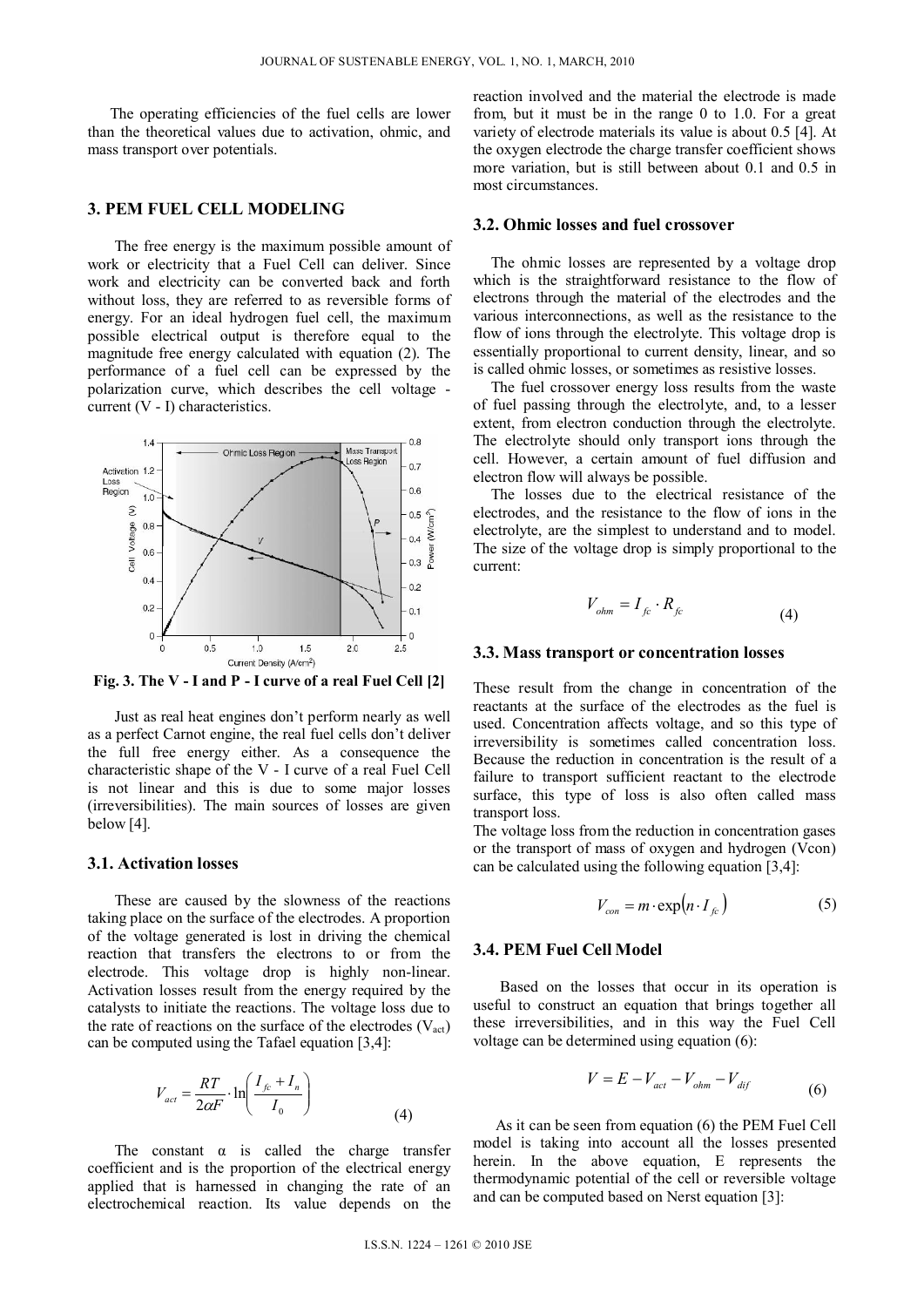The operating efficiencies of the fuel cells are lower than the theoretical values due to activation, ohmic, and mass transport over potentials.

## 3. PEM FUEL CELL MODELING

The free energy is the maximum possible amount of work or electricity that a Fuel Cell can deliver. Since work and electricity can be converted back and forth without loss, they are referred to as reversible forms of energy. For an ideal hydrogen fuel cell, the maximum possible electrical output is therefore equal to the magnitude free energy calculated with equation (2). The performance of a fuel cell can be expressed by the polarization curve, which describes the cell voltage - current (V - I) characteristics.

Ohmic Loss Region
Mass Transport Loss Region
Activation Loss Region
Cell Voltage (V)
Power (W/cm²)
Current Density (A/cm²)
V
P
1.4
1.2
1.0
0.8
0.6
0.4
0.2
0
0.8
0.7
0.6
0.5
0.4
0.3
0.2
0.1
0
0
0.5
1.0
1.5
2.0
2.5

**Fig. 3. The V - I and P - I curve of a real Fuel Cell [2]**

Just as real heat engines don't perform nearly as well as a perfect Carnot engine, the real fuel cells don't deliver the full free energy either. As a consequence the characteristic shape of the V - I curve of a real Fuel Cell is not linear and this is due to some major losses (irreversibilities). The main sources of losses are given below [4].

### 3.1. Activation losses

These are caused by the slowness of the reactions taking place on the surface of the electrodes. A proportion of the voltage generated is lost in driving the chemical reaction that transfers the electrons to or from the electrode. This voltage drop is highly non-linear. Activation losses result from the energy required by the catalysts to initiate the reactions. The voltage loss due to the rate of reactions on the surface of the electrodes ($V_{act}$) can be computed using the Tafael equation [3,4]:

$$V_{act} = \frac{RT}{2\alpha F} \cdot \ln\left(\frac{I_{fc} + I_n}{I_0}\right) \tag{4}$$

The constant α is called the charge transfer coefficient and is the proportion of the electrical energy applied that is harnessed in changing the rate of an electrochemical reaction. Its value depends on the reaction involved and the material the electrode is made from, but it must be in the range 0 to 1.0. For a great variety of electrode materials its value is about 0.5 [4]. At the oxygen electrode the charge transfer coefficient shows more variation, but is still between about 0.1 and 0.5 in most circumstances.

### 3.2. Ohmic losses and fuel crossover

The ohmic losses are represented by a voltage drop which is the straightforward resistance to the flow of electrons through the material of the electrodes and the various interconnections, as well as the resistance to the flow of ions through the electrolyte. This voltage drop is essentially proportional to current density, linear, and so is called ohmic losses, or sometimes as resistive losses.

The fuel crossover energy loss results from the waste of fuel passing through the electrolyte, and, to a lesser extent, from electron conduction through the electrolyte. The electrolyte should only transport ions through the cell. However, a certain amount of fuel diffusion and electron flow will always be possible.

The losses due to the electrical resistance of the electrodes, and the resistance to the flow of ions in the electrolyte, are the simplest to understand and to model. The size of the voltage drop is simply proportional to the current:

$$V_{ohm} = I_{fc} \cdot R_{fc} \tag{4}$$

### 3.3. Mass transport or concentration losses

These result from the change in concentration of the reactants at the surface of the electrodes as the fuel is used. Concentration affects voltage, and so this type of irreversibility is sometimes called concentration loss. Because the reduction in concentration is the result of a failure to transport sufficient reactant to the electrode surface, this type of loss is also often called mass transport loss.

The voltage loss from the reduction in concentration gases or the transport of mass of oxygen and hydrogen (Vcon) can be calculated using the following equation [3,4]:

$$V_{con} = m \cdot \exp(n \cdot I_{fc}) \tag{5}$$

### 3.4. PEM Fuel Cell Model

Based on the losses that occur in its operation is useful to construct an equation that brings together all these irreversibilities, and in this way the Fuel Cell voltage can be determined using equation (6):

$$V = E - V_{act} - V_{ohm} - V_{dif} \tag{6}$$

As it can be seen from equation (6) the PEM Fuel Cell model is taking into account all the losses presented herein. In the above equation, E represents the thermodynamic potential of the cell or reversible voltage and can be computed based on Nerst equation [3]: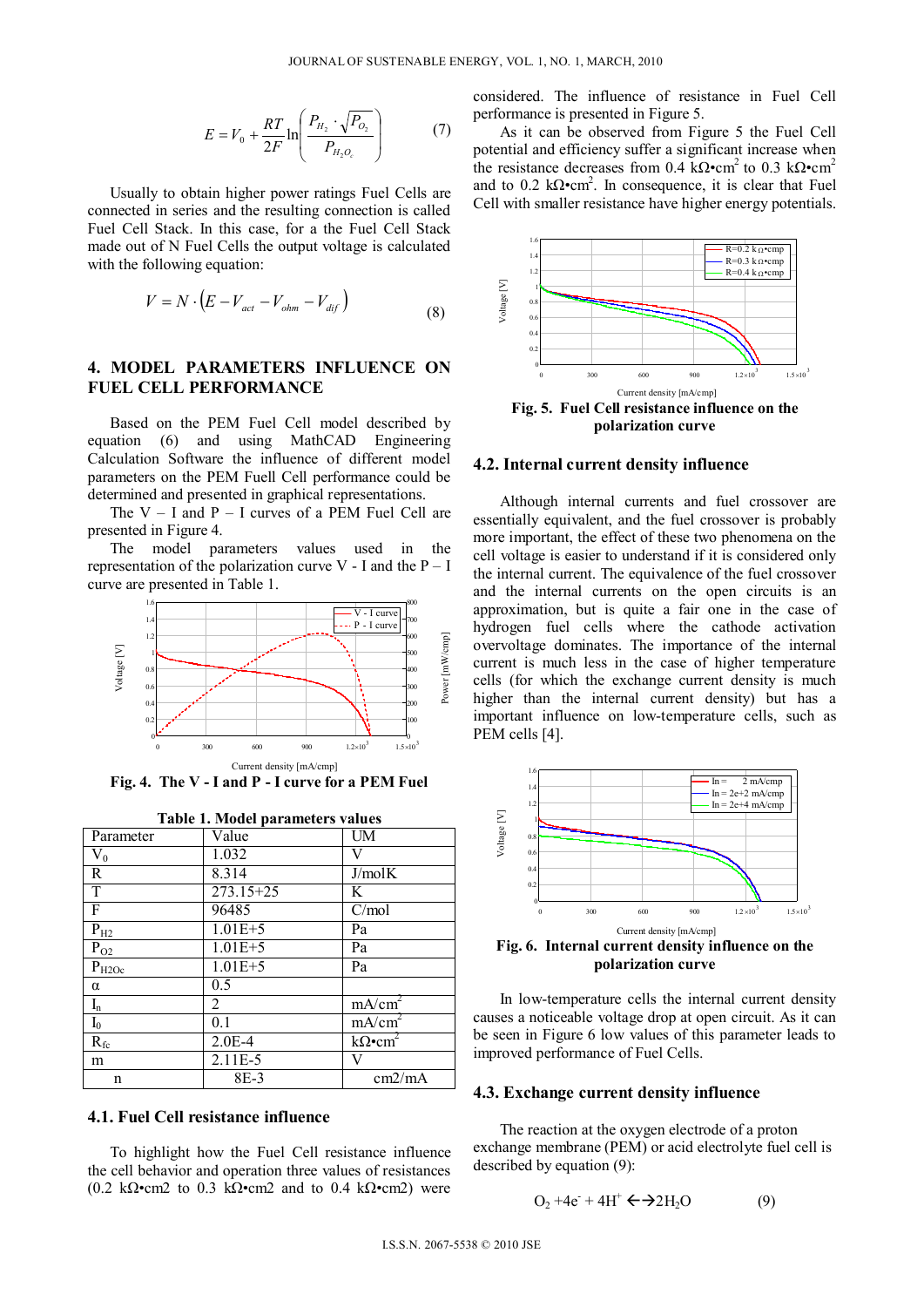$$E = V_0 + \frac{RT}{2F}\ln\left(\frac{P_{H_2}\cdot\sqrt{P_{O_2}}}{P_{H_2O_c}}\right) \qquad (7)$$

Usually to obtain higher power ratings Fuel Cells are connected in series and the resulting connection is called Fuel Cell Stack. In this case, for a the Fuel Cell Stack made out of N Fuel Cells the output voltage is calculated with the following equation:

$$V = N\cdot\left(E - V_{act} - V_{ohm} - V_{dif}\right) \qquad (8)$$

## 4. MODEL PARAMETERS INFLUENCE ON FUEL CELL PERFORMANCE

Based on the PEM Fuel Cell model described by equation (6) and using MathCAD Engineering Calculation Software the influence of different model parameters on the PEM Fuell Cell performance could be determined and presented in graphical representations.

The V – I and P – I curves of a PEM Fuel Cell are presented in Figure 4.

The model parameters values used in the representation of the polarization curve V - I and the P – I curve are presented in Table 1.

V - I curve
P - I curve
Voltage [V]
Power [mW/cmp]
Current density [mA/cmp]

**Fig. 4. The V - I and P - I curve for a PEM Fuel**

**Table 1. Model parameters values**

| Parameter | Value | UM |
|---|---|---|
| $V_0$ | 1.032 | V |
| R | 8.314 | J/molK |
| T | 273.15+25 | K |
| F | 96485 | C/mol |
| $P_{H2}$ | 1.01E+5 | Pa |
| $P_{O2}$ | 1.01E+5 | Pa |
| $P_{H2Oc}$ | 1.01E+5 | Pa |
| α | 0.5 | |
| $I_n$ | 2 | mA/cm$^2$ |
| $I_0$ | 0.1 | mA/cm$^2$ |
| $R_{fc}$ | 2.0E-4 | kΩ•cm$^2$ |
| m | 2.11E-5 | V |
| n | 8E-3 | cm2/mA |

### 4.1. Fuel Cell resistance influence

To highlight how the Fuel Cell resistance influence the cell behavior and operation three values of resistances (0.2 kΩ•cm2 to 0.3 kΩ•cm2 and to 0.4 kΩ•cm2) were considered. The influence of resistance in Fuel Cell performance is presented in Figure 5.

As it can be observed from Figure 5 the Fuel Cell potential and efficiency suffer a significant increase when the resistance decreases from 0.4 kΩ•cm$^2$ to 0.3 kΩ•cm$^2$ and to 0.2 kΩ•cm$^2$. In consequence, it is clear that Fuel Cell with smaller resistance have higher energy potentials.

R=0.2 kΩ•cmp
R=0.3 kΩ•cmp
R=0.4 kΩ•cmp
Voltage [V]
Current density [mA/cmp]

**Fig. 5. Fuel Cell resistance influence on the polarization curve**

### 4.2. Internal current density influence

Although internal currents and fuel crossover are essentially equivalent, and the fuel crossover is probably more important, the effect of these two phenomena on the cell voltage is easier to understand if it is considered only the internal current. The equivalence of the fuel crossover and the internal currents on the open circuits is an approximation, but is quite a fair one in the case of hydrogen fuel cells where the cathode activation overvoltage dominates. The importance of the internal current is much less in the case of higher temperature cells (for which the exchange current density is much higher than the internal current density) but has a important influence on low-temperature cells, such as PEM cells [4].

In = 2 mA/cmp
In = 2e+2 mA/cmp
In = 2e+4 mA/cmp
Voltage [V]
Current density [mA/cmp]

**Fig. 6. Internal current density influence on the polarization curve**

In low-temperature cells the internal current density causes a noticeable voltage drop at open circuit. As it can be seen in Figure 6 low values of this parameter leads to improved performance of Fuel Cells.

### 4.3. Exchange current density influence

The reaction at the oxygen electrode of a proton exchange membrane (PEM) or acid electrolyte fuel cell is described by equation (9):

$$O_2 + 4e^- + 4H^+ \leftrightarrow 2H_2O \qquad (9)$$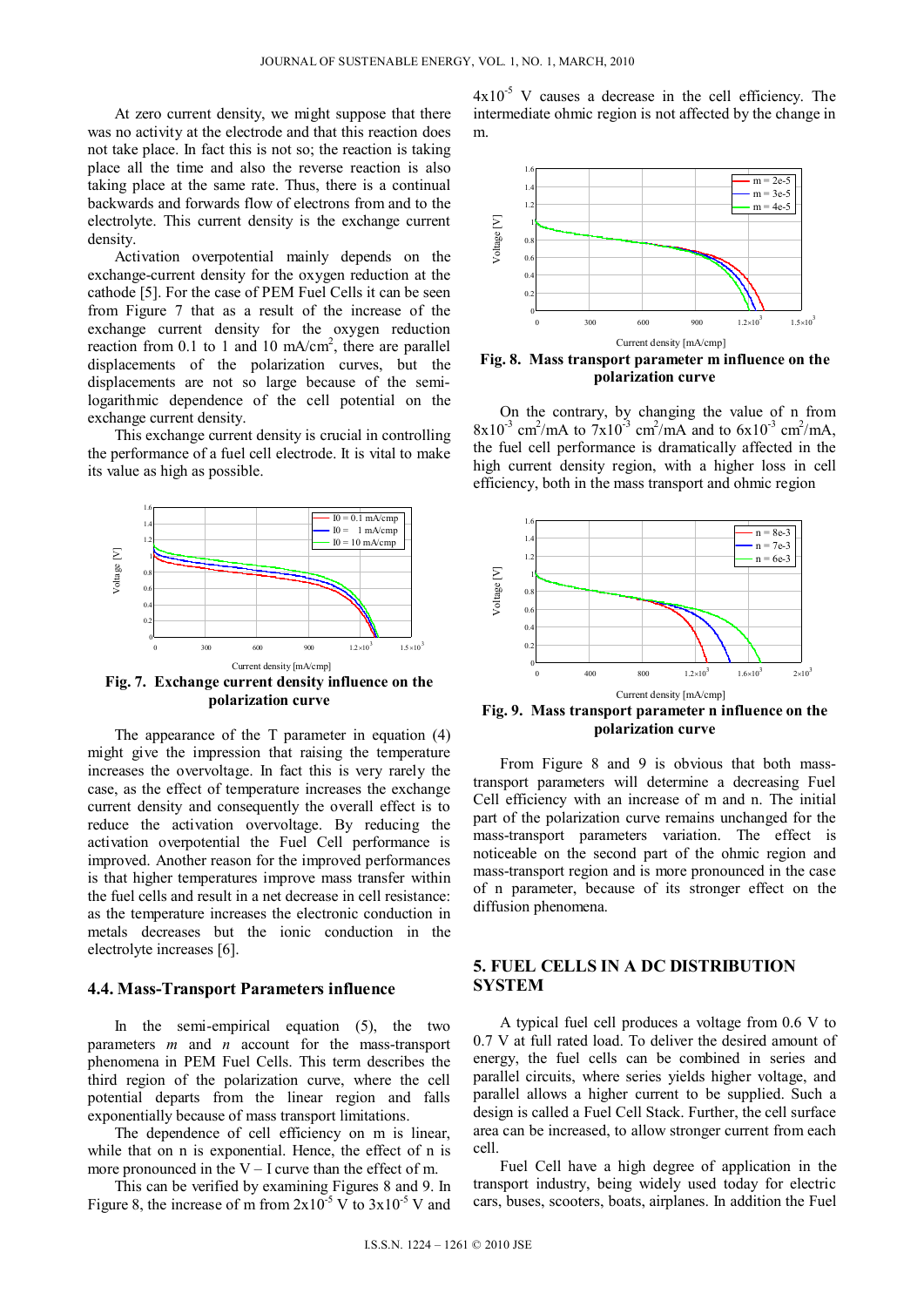At zero current density, we might suppose that there was no activity at the electrode and that this reaction does not take place. In fact this is not so; the reaction is taking place all the time and also the reverse reaction is also taking place at the same rate. Thus, there is a continual backwards and forwards flow of electrons from and to the electrolyte. This current density is the exchange current density.

Activation overpotential mainly depends on the exchange-current density for the oxygen reduction at the cathode [5]. For the case of PEM Fuel Cells it can be seen from Figure 7 that as a result of the increase of the exchange current density for the oxygen reduction reaction from 0.1 to 1 and 10 mA/cm$^2$, there are parallel displacements of the polarization curves, but the displacements are not so large because of the semi-logarithmic dependence of the cell potential on the exchange current density.

This exchange current density is crucial in controlling the performance of a fuel cell electrode. It is vital to make its value as high as possible.

I0 = 0.1 mA/cmp
I0 = 1 mA/cmp
I0 = 10 mA/cmp
Voltage [V]
Current density [mA/cmp]
0, 300, 600, 900, 1.2×10^3, 1.5×10^3
0, 0.2, 0.4, 0.6, 0.8, 1, 1.2, 1.4, 1.6

**Fig. 7. Exchange current density influence on the polarization curve**

The appearance of the T parameter in equation (4) might give the impression that raising the temperature increases the overvoltage. In fact this is very rarely the case, as the effect of temperature increases the exchange current density and consequently the overall effect is to reduce the activation overvoltage. By reducing the activation overpotential the Fuel Cell performance is improved. Another reason for the improved performances is that higher temperatures improve mass transfer within the fuel cells and result in a net decrease in cell resistance: as the temperature increases the electronic conduction in metals decreases but the ionic conduction in the electrolyte increases [6].

### 4.4. Mass-Transport Parameters influence

In the semi-empirical equation (5), the two parameters *m* and *n* account for the mass-transport phenomena in PEM Fuel Cells. This term describes the third region of the polarization curve, where the cell potential departs from the linear region and falls exponentially because of mass transport limitations.

The dependence of cell efficiency on m is linear, while that on n is exponential. Hence, the effect of n is more pronounced in the V – I curve than the effect of m.

This can be verified by examining Figures 8 and 9. In Figure 8, the increase of m from $2x10^{-5}$ V to $3x10^{-5}$ V and $4x10^{-5}$ V causes a decrease in the cell efficiency. The intermediate ohmic region is not affected by the change in m.

m = 2e-5
m = 3e-5
m = 4e-5
Voltage [V]
Current density [mA/cmp]
0, 300, 600, 900, 1.2×10^3, 1.5×10^3
0, 0.2, 0.4, 0.6, 0.8, 1, 1.2, 1.4, 1.6

**Fig. 8. Mass transport parameter m influence on the polarization curve**

On the contrary, by changing the value of n from $8x10^{-3}$ cm$^2$/mA to $7x10^{-3}$ cm$^2$/mA and to $6x10^{-3}$ cm$^2$/mA, the fuel cell performance is dramatically affected in the high current density region, with a higher loss in cell efficiency, both in the mass transport and ohmic region

n = 8e-3
n = 7e-3
n = 6e-3
Voltage [V]
Current density [mA/cmp]
0, 400, 800, 1.2×10^3, 1.6×10^3, 2×10^3
0, 0.2, 0.4, 0.6, 0.8, 1, 1.2, 1.4, 1.6

**Fig. 9. Mass transport parameter n influence on the polarization curve**

From Figure 8 and 9 is obvious that both mass-transport parameters will determine a decreasing Fuel Cell efficiency with an increase of m and n. The initial part of the polarization curve remains unchanged for the mass-transport parameters variation. The effect is noticeable on the second part of the ohmic region and mass-transport region and is more pronounced in the case of n parameter, because of its stronger effect on the diffusion phenomena.

## 5. FUEL CELLS IN A DC DISTRIBUTION SYSTEM

A typical fuel cell produces a voltage from 0.6 V to 0.7 V at full rated load. To deliver the desired amount of energy, the fuel cells can be combined in series and parallel circuits, where series yields higher voltage, and parallel allows a higher current to be supplied. Such a design is called a Fuel Cell Stack. Further, the cell surface area can be increased, to allow stronger current from each cell.

Fuel Cell have a high degree of application in the transport industry, being widely used today for electric cars, buses, scooters, boats, airplanes. In addition the Fuel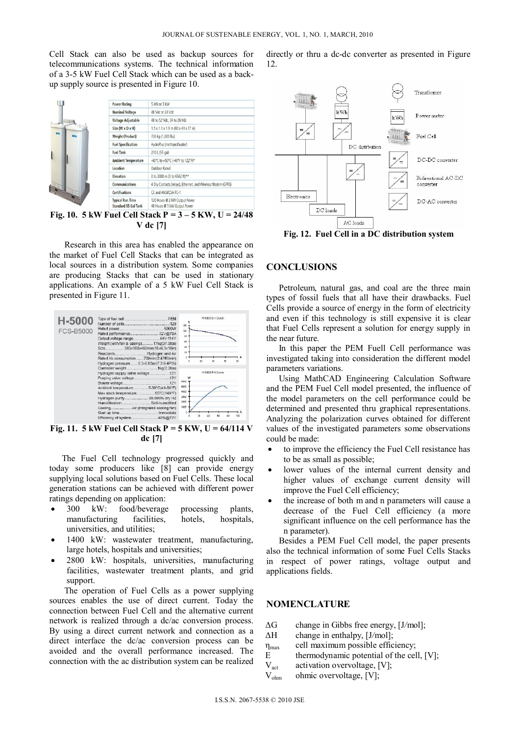Cell Stack can also be used as backup sources for telecommunications systems. The technical information of a 3-5 kW Fuel Cell Stack which can be used as a back-up supply source is presented in Figure 10.

| | |
|---|---|
| Power Rating | 5 kW or 3 kW |
| Nominal Voltage | 48 Vdc or 24 Vdc |
| Voltage Adjustable | 48 to 52 Vdc, 24 to 26 Vdc |
| Size (W x D x H) | 1.5 x 1.1 x 1.9 m (60 x 43 x 77 in) |
| Weight (Product) | 726 kg (1,600 lbs) |
| Fuel Specification | HydroPlus (methanol/water) |
| Fuel Tank | 210 L (55 gal) |
| Ambient Temperature | -40°C to +50°C (-40°F to 122°F)* |
| Location | Outdoor Rated |
| Elevation | 0 to 2000 m (0 to 6562 ft)** |
| Communications | 4 Dry Contacts (relays), Ethernet, and Wireless Modem (GPRS) |
| Certifications | CE and ANSI/CSA FC-1 |
| Typical Run Time Standard 55 Gal Tank | 120 Hours @ 2 kW Output Power 48 Hours @ 5 kW Output Power |

**Fig. 10. 5 kW Fuel Cell Stack P = 3 – 5 KW, U = 24/48 V dc [7]**

Research in this area has enabled the appearance on the market of Fuel Cell Stacks that can be integrated as local sources in a distribution system. Some companies are producing Stacks that can be used in stationary applications. An example of a 5 kW Fuel Cell Stack is presented in Figure 11.

H-5000
FCS-B5000

| | |
|---|---|
| Type of fuel cell | PEM |
| Number of cells | 120 |
| Rated power | 5000W |
| Rated performance | 72V@70A |
| Output voltage range | 64V-114V |
| Weight (with fan & casing) | 17kg(37.5lbs) |
| Size | 380x160x460mm(15x6.3x18in) |
| Reactants | Hydrogen and Air |
| Rated H2 consumption | 70l/min(2.47ft³/min) |
| Hydrogen pressure | 0.5-0.6Bar(7.2-8.4PSI) |
| Controller weight | 1kg(2.2lbs) |
| Hydrogen supply valve voltage | 12V |
| Purging valve voltage | 12V |
| Blower voltage | 12V |
| Ambient temperature | 5-30°C(41-86°F) |
| Max stack temperature | 65°C(149°F) |
| Hydrogen purity | 99.999% dry H2 |
| Humidification | Self-humidified |
| Cooling | Air (integrated cooling fan) |
| Start up time | Immediate |
| Efficiency of system | 40%@72V |

H-5000 U-I Curve

H-5000 P-I Curve

**Fig. 11. 5 kW Fuel Cell Stack P = 5 KW, U = 64/114 V dc [7]**

The Fuel Cell technology progressed quickly and today some producers like [8] can provide energy supplying local solutions based on Fuel Cells. These local generation stations can be achieved with different power ratings depending on application:

- 300 kW: food/beverage processing plants, manufacturing facilities, hotels, hospitals, universities, and utilities;
- 1400 kW: wastewater treatment, manufacturing, large hotels, hospitals and universities;
- 2800 kW: hospitals, universities, manufacturing facilities, wastewater treatment plants, and grid support.

The operation of Fuel Cells as a power supplying sources enables the use of direct current. Today the connection between Fuel Cell and the alternative current network is realized through a dc/ac conversion process. By using a direct current network and connection as a direct interface the dc/ac conversion process can be avoided and the overall performance increased. The connection with the ac distribution system can be realized directly or thru a dc-dc converter as presented in Figure 12.

Transformer
Power meter
Fuel Cell
DC-DC converter
Bidirectional AC-DC converter
DC-AC converter
kWh
DC distribution
Electronics
DC loads
AC loads

**Fig. 12. Fuel Cell in a DC distribution system**

## CONCLUSIONS

Petroleum, natural gas, and coal are the three main types of fossil fuels that all have their drawbacks. Fuel Cells provide a source of energy in the form of electricity and even if this technology is still expensive it is clear that Fuel Cells represent a solution for energy supply in the near future.

In this paper the PEM Fuell Cell performance was investigated taking into consideration the different model parameters variations.

Using MathCAD Engineering Calculation Software and the PEM Fuel Cell model presented, the influence of the model parameters on the cell performance could be determined and presented thru graphical representations. Analyzing the polarization curves obtained for different values of the investigated parameters some observations could be made:

- to improve the efficiency the Fuel Cell resistance has to be as small as possible;
- lower values of the internal current density and higher values of exchange current density will improve the Fuel Cell efficiency;
- the increase of both m and n parameters will cause a decrease of the Fuel Cell efficiency (a more significant influence on the cell performance has the n parameter).

Besides a PEM Fuel Cell model, the paper presents also the technical information of some Fuel Cells Stacks in respect of power ratings, voltage output and applications fields.

## NOMENCLATURE

$\Delta G$ change in Gibbs free energy, [J/mol];
$\Delta H$ change in enthalpy, [J/mol];
$\eta_{max}$ cell maximum possible efficiency;
$E$ thermodynamic potential of the cell, [V];
$V_{act}$ activation overvoltage, [V];
$V_{ohm}$ ohmic overvoltage, [V];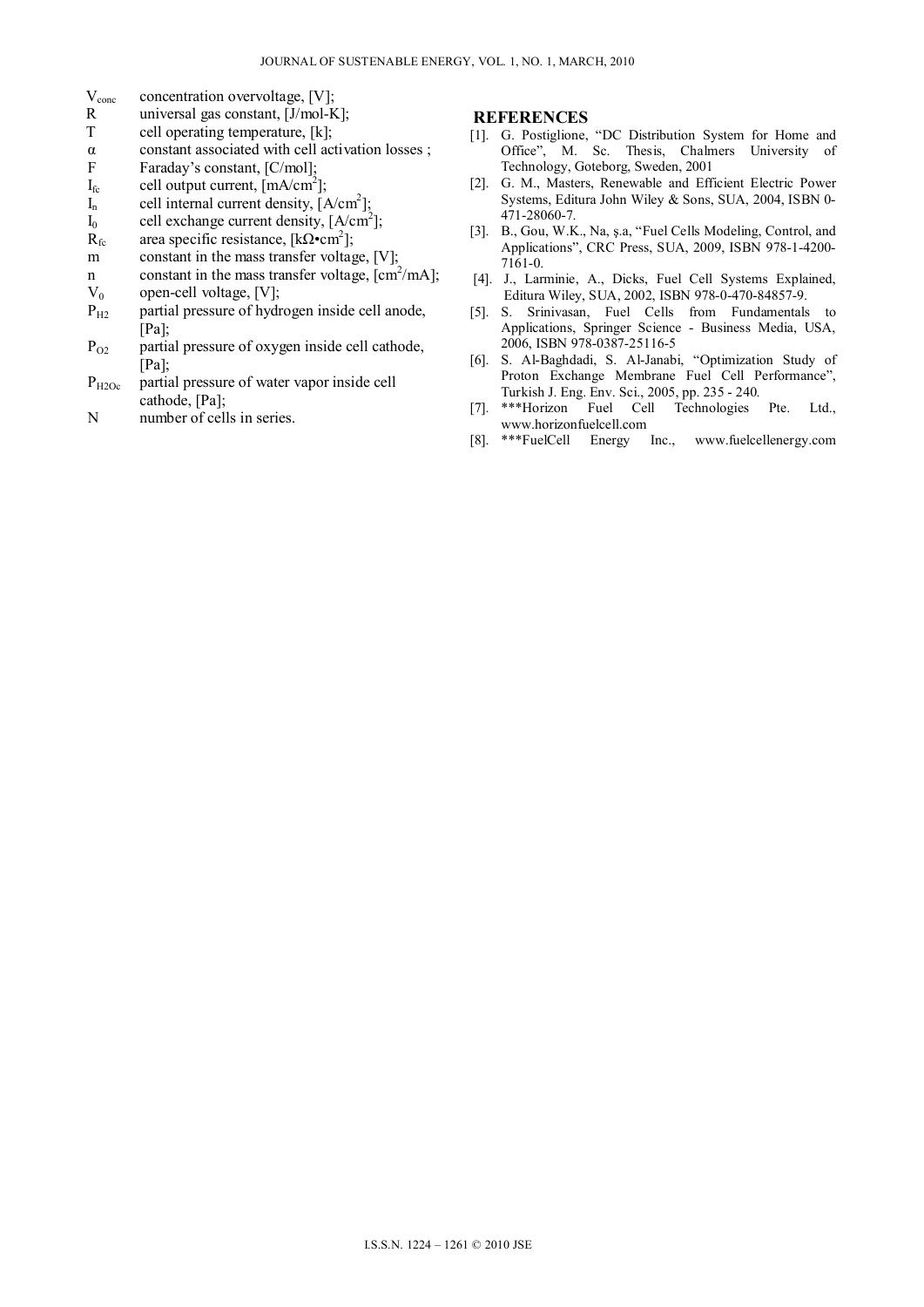$V_{conc}$ concentration overvoltage, [V];
$R$ universal gas constant, [J/mol-K];
$T$ cell operating temperature, [k];
$\alpha$ constant associated with cell activation losses ;
$F$ Faraday's constant, [C/mol];
$I_{fc}$ cell output current, [mA/cm$^2$];
$I_n$ cell internal current density, [A/cm$^2$];
$I_0$ cell exchange current density, [A/cm$^2$];
$R_{fc}$ area specific resistance, [kΩ•cm$^2$];
$m$ constant in the mass transfer voltage, [V];
$n$ constant in the mass transfer voltage, [cm$^2$/mA];
$V_0$ open-cell voltage, [V];
$P_{H2}$ partial pressure of hydrogen inside cell anode, [Pa];
$P_{O2}$ partial pressure of oxygen inside cell cathode, [Pa];
$P_{H2Oc}$ partial pressure of water vapor inside cell cathode, [Pa];
$N$ number of cells in series.

## REFERENCES

[1]. G. Postiglione, "DC Distribution System for Home and Office", M. Sc. Thesis, Chalmers University of Technology, Goteborg, Sweden, 2001

[2]. G. M., Masters, Renewable and Efficient Electric Power Systems, Editura John Wiley & Sons, SUA, 2004, ISBN 0-471-28060-7.

[3]. B., Gou, W.K., Na, ş.a, "Fuel Cells Modeling, Control, and Applications", CRC Press, SUA, 2009, ISBN 978-1-4200-7161-0.

[4]. J., Larminie, A., Dicks, Fuel Cell Systems Explained, Editura Wiley, SUA, 2002, ISBN 978-0-470-84857-9.

[5]. S. Srinivasan, Fuel Cells from Fundamentals to Applications, Springer Science - Business Media, USA, 2006, ISBN 978-0387-25116-5

[6]. S. Al-Baghdadi, S. Al-Janabi, "Optimization Study of Proton Exchange Membrane Fuel Cell Performance", Turkish J. Eng. Env. Sci., 2005, pp. 235 - 240.

[7]. ***Horizon Fuel Cell Technologies Pte. Ltd., www.horizonfuelcell.com

[8]. ***FuelCell Energy Inc., www.fuelcellenergy.com